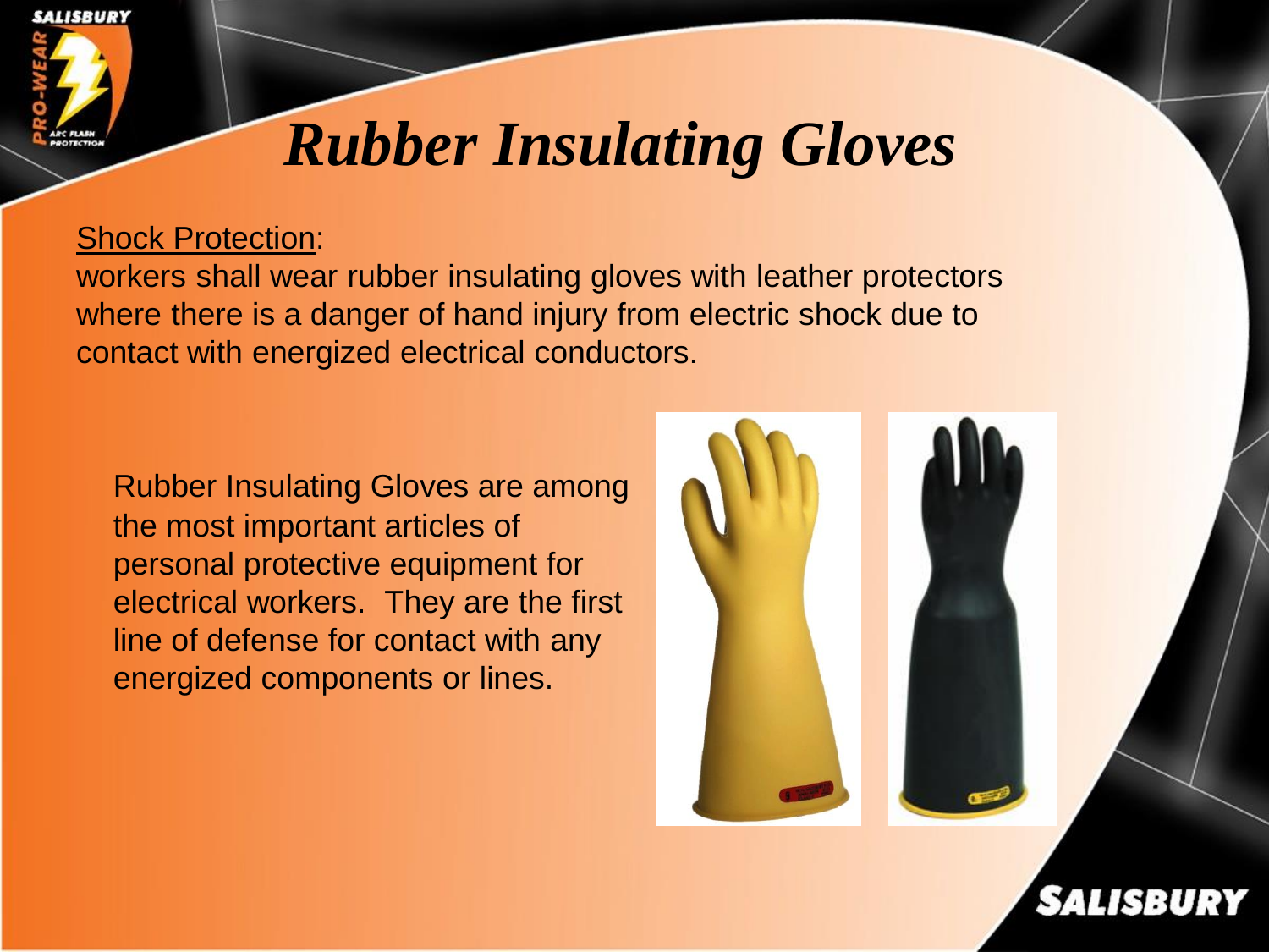# Rubber Insulating Gloves

Shock Protection:
workers shall wear rubber insulating gloves with leather protectors where there is a danger of hand injury from electric shock due to contact with energized electrical conductors.

Rubber Insulating Gloves are among the most important articles of personal protective equipment for electrical workers. They are the first line of defense for contact with any energized components or lines.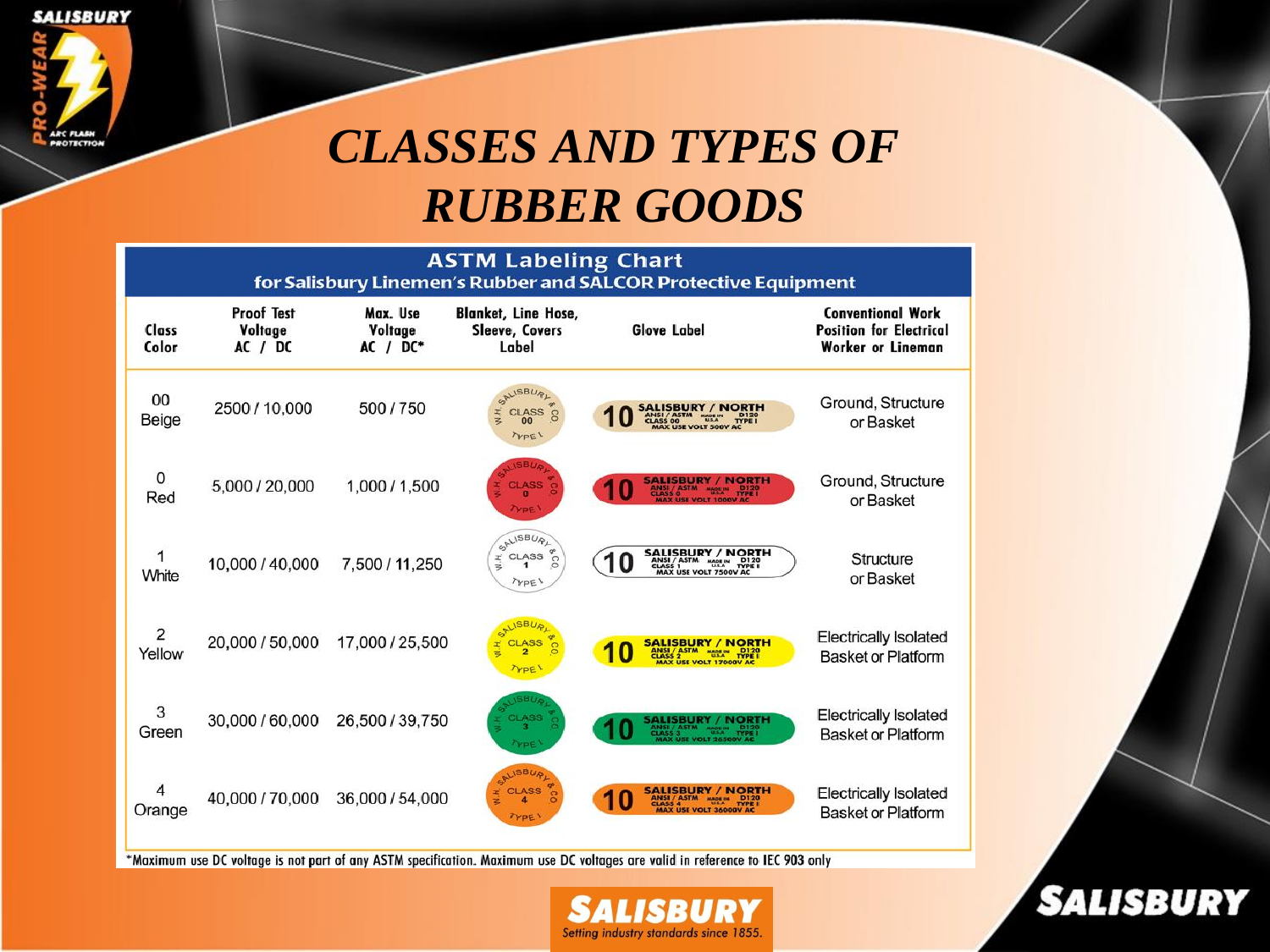# CLASSES AND TYPES OF RUBBER GOODS

**ASTM Labeling Chart**
**for Salisbury Linemen's Rubber and SALCOR Protective Equipment**

| Class Color | Proof Test Voltage AC / DC | Max. Use Voltage AC / DC* | Blanket, Line Hose, Sleeve, Covers Label | Glove Label | Conventional Work Position for Electrical Worker or Lineman |
|---|---|---|---|---|---|
| 00 Beige | 2500 / 10,000 | 500 / 750 | W.H. SALISBURY & CO. CLASS 00 TYPE I | 10 SALISBURY / NORTH ANSI / ASTM CLASS 00 MADE IN U.S.A D120 TYPE I MAX USE VOLT 500V AC | Ground, Structure or Basket |
| 0 Red | 5,000 / 20,000 | 1,000 / 1,500 | W.H. SALISBURY & CO. CLASS 0 TYPE I | 10 SALISBURY / NORTH ANSI / ASTM CLASS 0 MADE IN U.S.A D120 TYPE I MAX USE VOLT 1000V AC | Ground, Structure or Basket |
| 1 White | 10,000 / 40,000 | 7,500 / 11,250 | W.H. SALISBURY & CO. CLASS 1 TYPE I | 10 SALISBURY / NORTH ANSI / ASTM CLASS 1 MADE IN U.S.A D120 TYPE I MAX USE VOLT 7500V AC | Structure or Basket |
| 2 Yellow | 20,000 / 50,000 | 17,000 / 25,500 | W.H. SALISBURY & CO. CLASS 2 TYPE I | 10 SALISBURY / NORTH ANSI / ASTM CLASS 2 MADE IN U.S.A D120 TYPE I MAX USE VOLT 17000V AC | Electrically Isolated Basket or Platform |
| 3 Green | 30,000 / 60,000 | 26,500 / 39,750 | W.H. SALISBURY & CO. CLASS 3 TYPE I | 10 SALISBURY / NORTH ANSI / ASTM CLASS 3 MADE IN U.S.A D120 TYPE I MAX USE VOLT 26500V AC | Electrically Isolated Basket or Platform |
| 4 Orange | 40,000 / 70,000 | 36,000 / 54,000 | W.H. SALISBURY & CO. CLASS 4 TYPE I | 10 SALISBURY / NORTH ANSI / ASTM CLASS 4 MADE IN U.S.A D120 TYPE I MAX USE VOLT 36000V AC | Electrically Isolated Basket or Platform |

*Maximum use DC voltage is not part of any ASTM specification. Maximum use DC voltages are valid in reference to IEC 903 only

SALISBURY
Setting industry standards since 1855.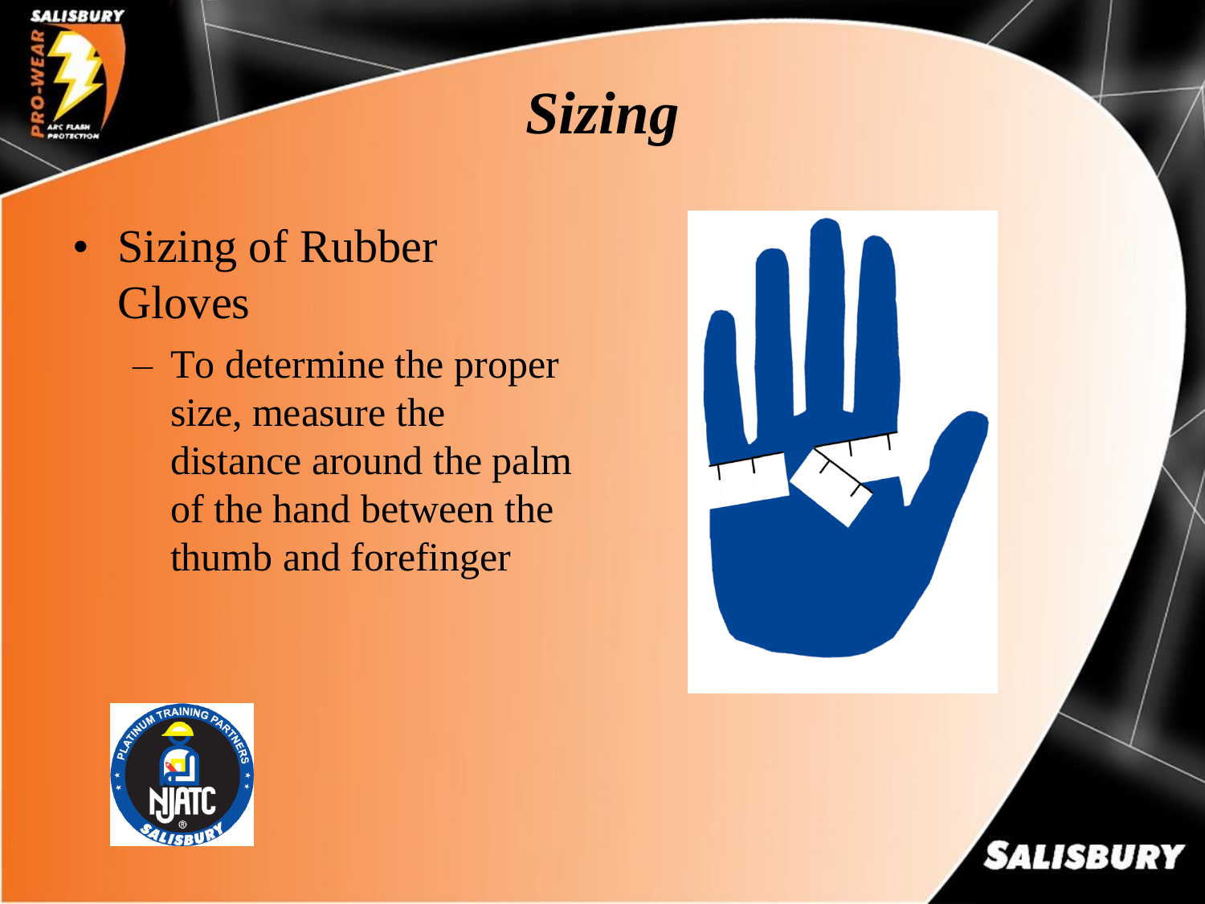# *Sizing*

- Sizing of Rubber Gloves
  - To determine the proper size, measure the distance around the palm of the hand between the thumb and forefinger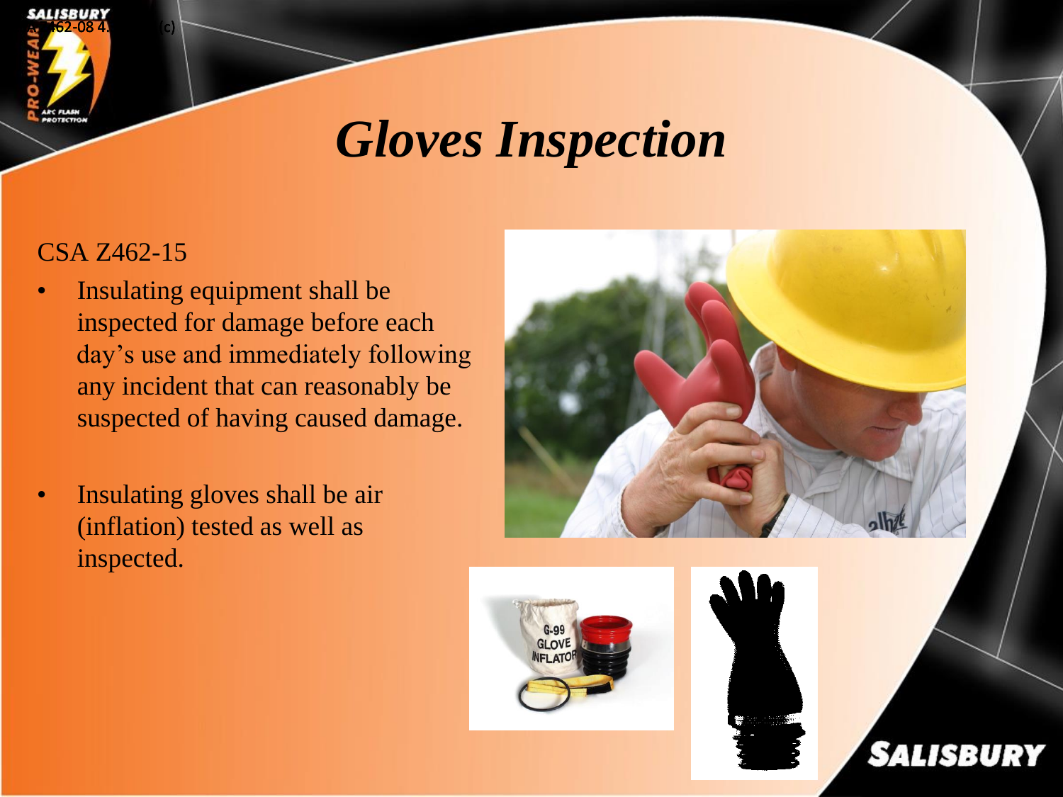# Gloves Inspection

CSA Z462-15

- Insulating equipment shall be inspected for damage before each day's use and immediately following any incident that can reasonably be suspected of having caused damage.
- Insulating gloves shall be air (inflation) tested as well as inspected.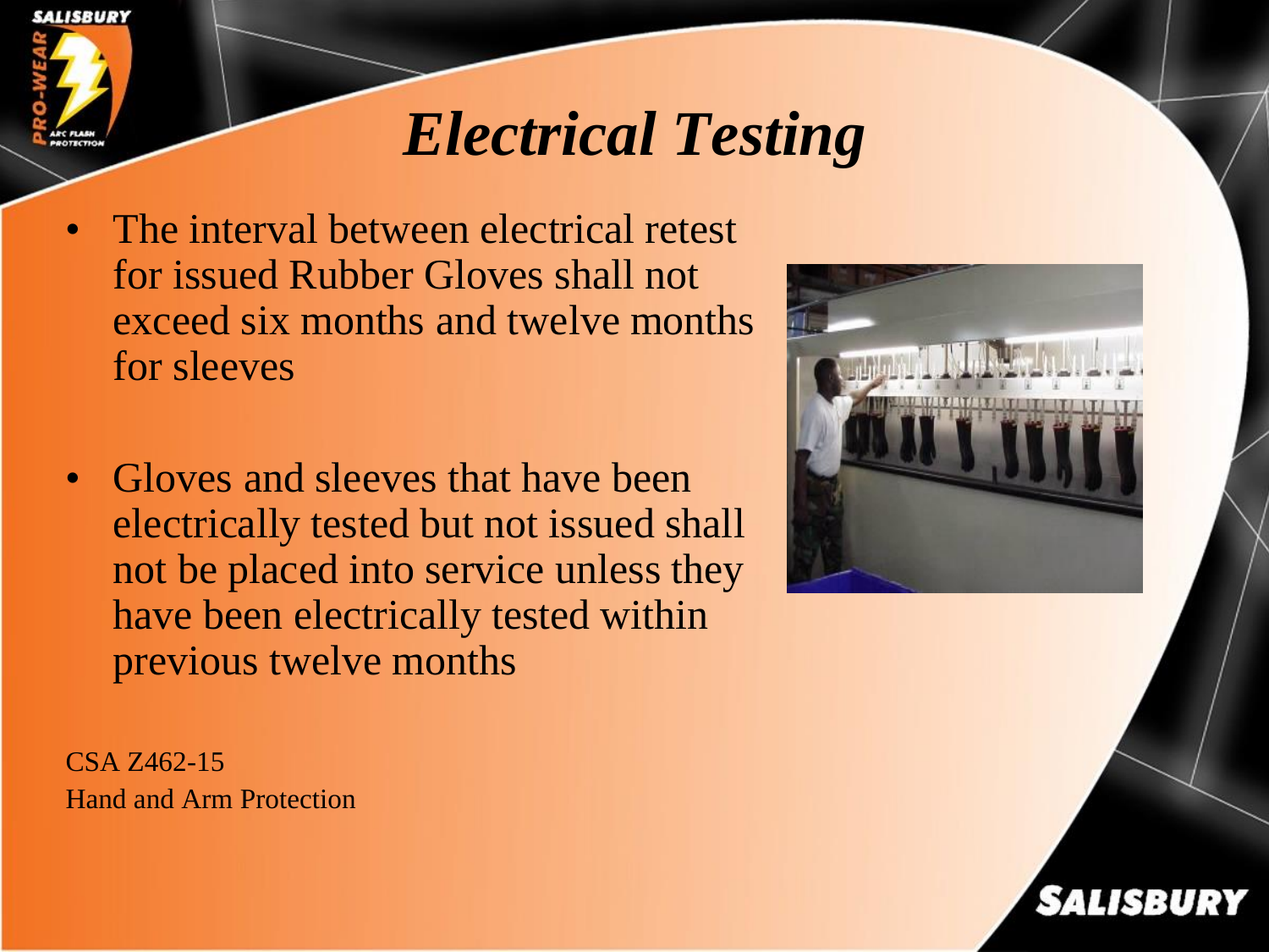# *Electrical Testing*

- The interval between electrical retest for issued Rubber Gloves shall not exceed six months and twelve months for sleeves

- Gloves and sleeves that have been electrically tested but not issued shall not be placed into service unless they have been electrically tested within previous twelve months

CSA Z462-15
Hand and Arm Protection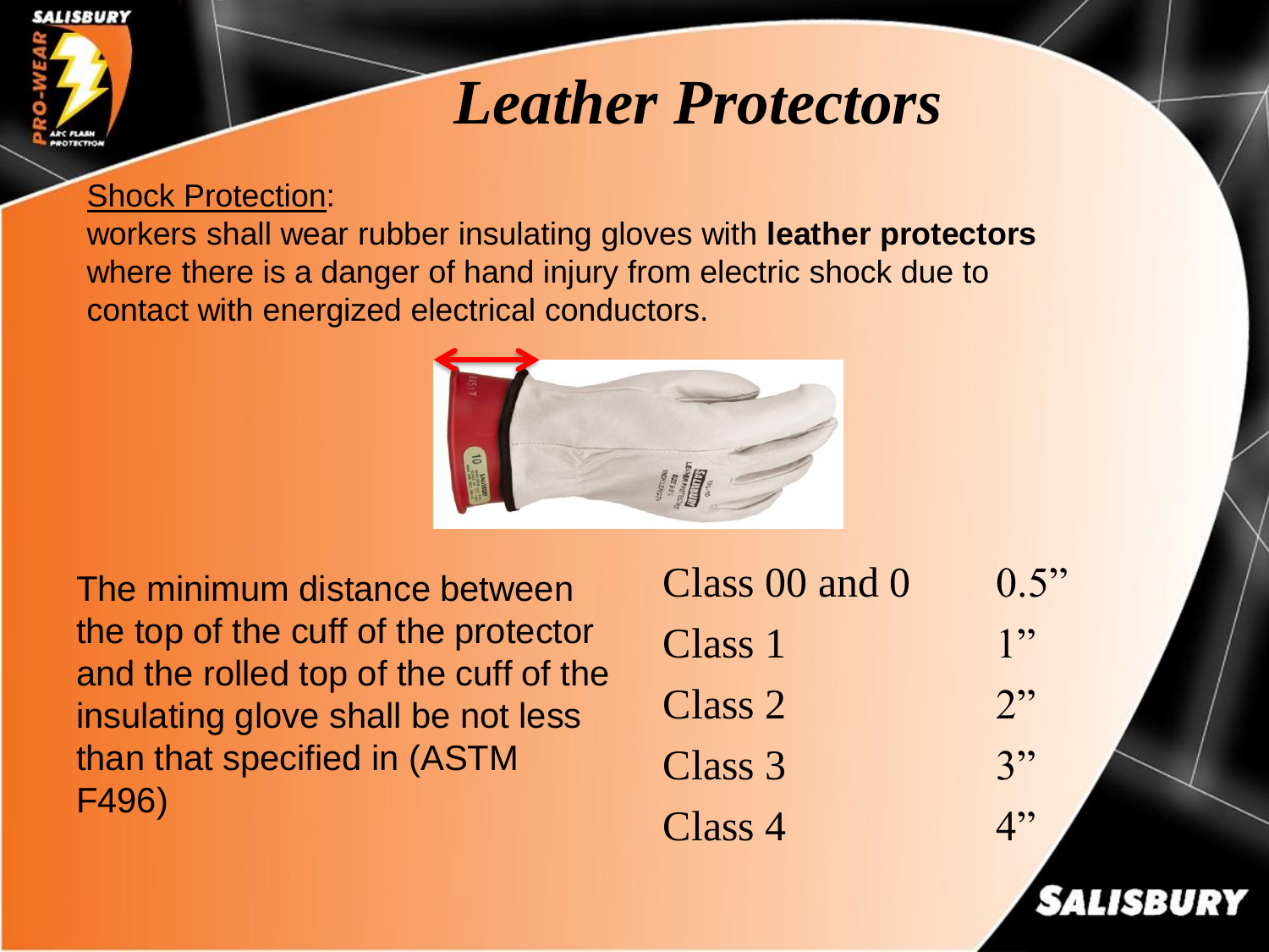# *Leather Protectors*

Shock Protection:

workers shall wear rubber insulating gloves with **leather protectors** where there is a danger of hand injury from electric shock due to contact with energized electrical conductors.

The minimum distance between the top of the cuff of the protector and the rolled top of the cuff of the insulating glove shall be not less than that specified in (ASTM F496)

| | |
|---|---|
| Class 00 and 0 | 0.5” |
| Class 1 | 1” |
| Class 2 | 2” |
| Class 3 | 3” |
| Class 4 | 4” |